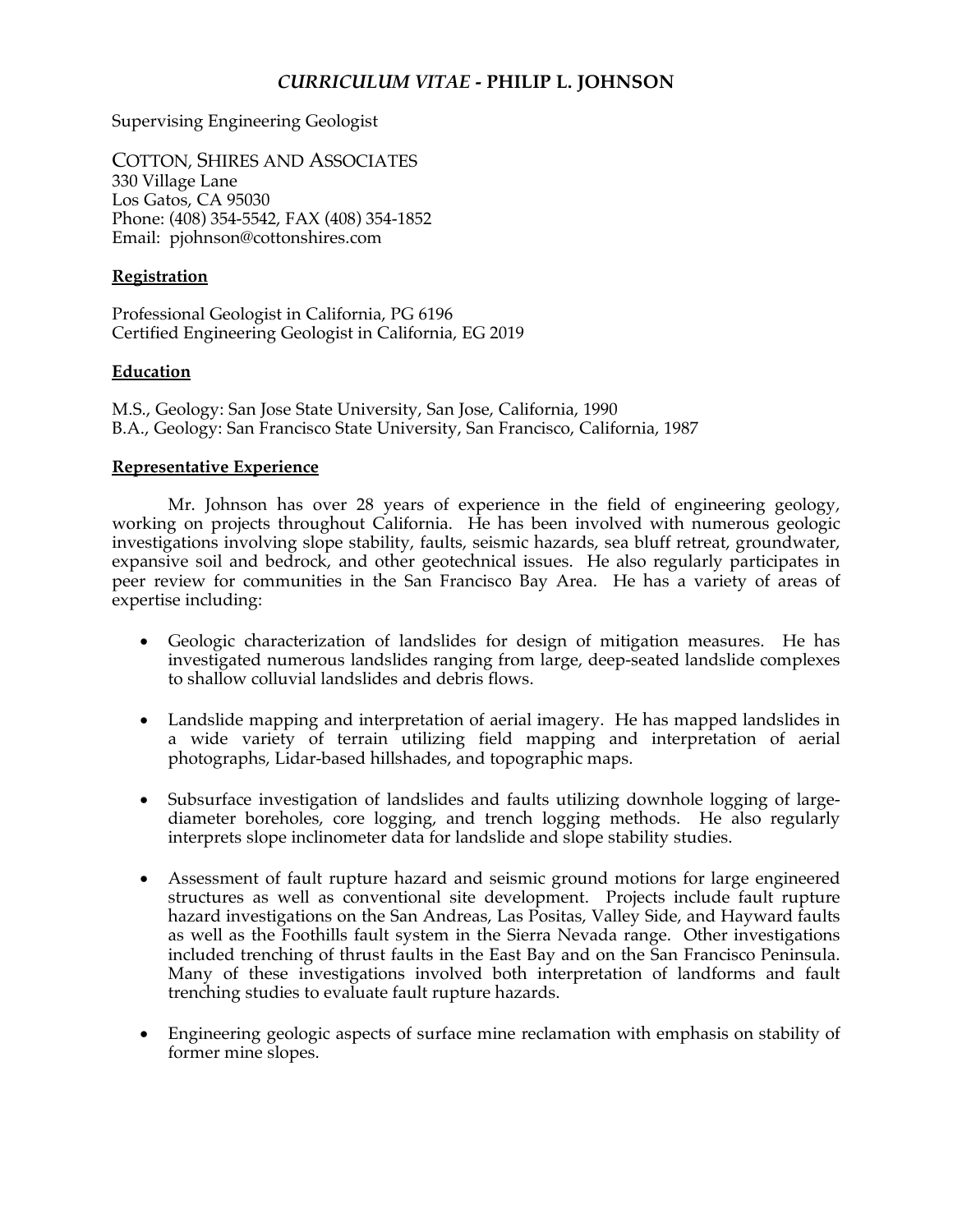# *CURRICULUM VITAE* - PHILIP L. JOHNSON

Supervising Engineering Geologist

COTTON, SHIRES AND ASSOCIATES
330 Village Lane
Los Gatos, CA 95030
Phone: (408) 354-5542, FAX (408) 354-1852
Email: pjohnson@cottonshires.com

## Registration

Professional Geologist in California, PG 6196
Certified Engineering Geologist in California, EG 2019

## Education

M.S., Geology: San Jose State University, San Jose, California, 1990
B.A., Geology: San Francisco State University, San Francisco, California, 1987

## Representative Experience

Mr. Johnson has over 28 years of experience in the field of engineering geology, working on projects throughout California. He has been involved with numerous geologic investigations involving slope stability, faults, seismic hazards, sea bluff retreat, groundwater, expansive soil and bedrock, and other geotechnical issues. He also regularly participates in peer review for communities in the San Francisco Bay Area. He has a variety of areas of expertise including:

- Geologic characterization of landslides for design of mitigation measures. He has investigated numerous landslides ranging from large, deep-seated landslide complexes to shallow colluvial landslides and debris flows.

- Landslide mapping and interpretation of aerial imagery. He has mapped landslides in a wide variety of terrain utilizing field mapping and interpretation of aerial photographs, Lidar-based hillshades, and topographic maps.

- Subsurface investigation of landslides and faults utilizing downhole logging of large-diameter boreholes, core logging, and trench logging methods. He also regularly interprets slope inclinometer data for landslide and slope stability studies.

- Assessment of fault rupture hazard and seismic ground motions for large engineered structures as well as conventional site development. Projects include fault rupture hazard investigations on the San Andreas, Las Positas, Valley Side, and Hayward faults as well as the Foothills fault system in the Sierra Nevada range. Other investigations included trenching of thrust faults in the East Bay and on the San Francisco Peninsula. Many of these investigations involved both interpretation of landforms and fault trenching studies to evaluate fault rupture hazards.

- Engineering geologic aspects of surface mine reclamation with emphasis on stability of former mine slopes.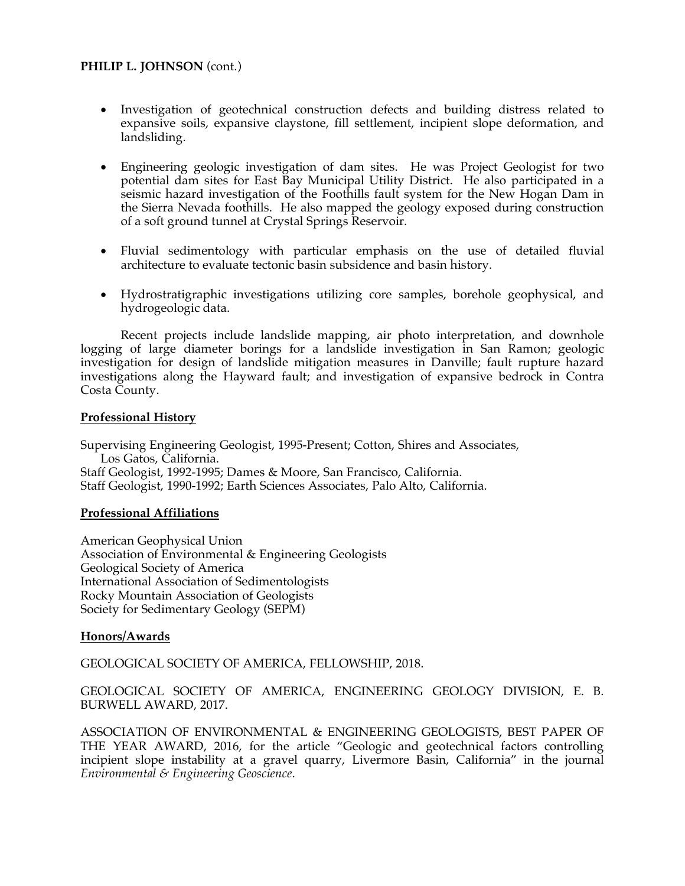**PHILIP L. JOHNSON** (cont.)

- Investigation of geotechnical construction defects and building distress related to expansive soils, expansive claystone, fill settlement, incipient slope deformation, and landsliding.

- Engineering geologic investigation of dam sites. He was Project Geologist for two potential dam sites for East Bay Municipal Utility District. He also participated in a seismic hazard investigation of the Foothills fault system for the New Hogan Dam in the Sierra Nevada foothills. He also mapped the geology exposed during construction of a soft ground tunnel at Crystal Springs Reservoir.

- Fluvial sedimentology with particular emphasis on the use of detailed fluvial architecture to evaluate tectonic basin subsidence and basin history.

- Hydrostratigraphic investigations utilizing core samples, borehole geophysical, and hydrogeologic data.

Recent projects include landslide mapping, air photo interpretation, and downhole logging of large diameter borings for a landslide investigation in San Ramon; geologic investigation for design of landslide mitigation measures in Danville; fault rupture hazard investigations along the Hayward fault; and investigation of expansive bedrock in Contra Costa County.

## Professional History

Supervising Engineering Geologist, 1995-Present; Cotton, Shires and Associates, Los Gatos, California.
Staff Geologist, 1992-1995; Dames & Moore, San Francisco, California.
Staff Geologist, 1990-1992; Earth Sciences Associates, Palo Alto, California.

## Professional Affiliations

American Geophysical Union
Association of Environmental & Engineering Geologists
Geological Society of America
International Association of Sedimentologists
Rocky Mountain Association of Geologists
Society for Sedimentary Geology (SEPM)

## Honors/Awards

GEOLOGICAL SOCIETY OF AMERICA, FELLOWSHIP, 2018.

GEOLOGICAL SOCIETY OF AMERICA, ENGINEERING GEOLOGY DIVISION, E. B. BURWELL AWARD, 2017.

ASSOCIATION OF ENVIRONMENTAL & ENGINEERING GEOLOGISTS, BEST PAPER OF THE YEAR AWARD, 2016, for the article "Geologic and geotechnical factors controlling incipient slope instability at a gravel quarry, Livermore Basin, California" in the journal *Environmental & Engineering Geoscience*.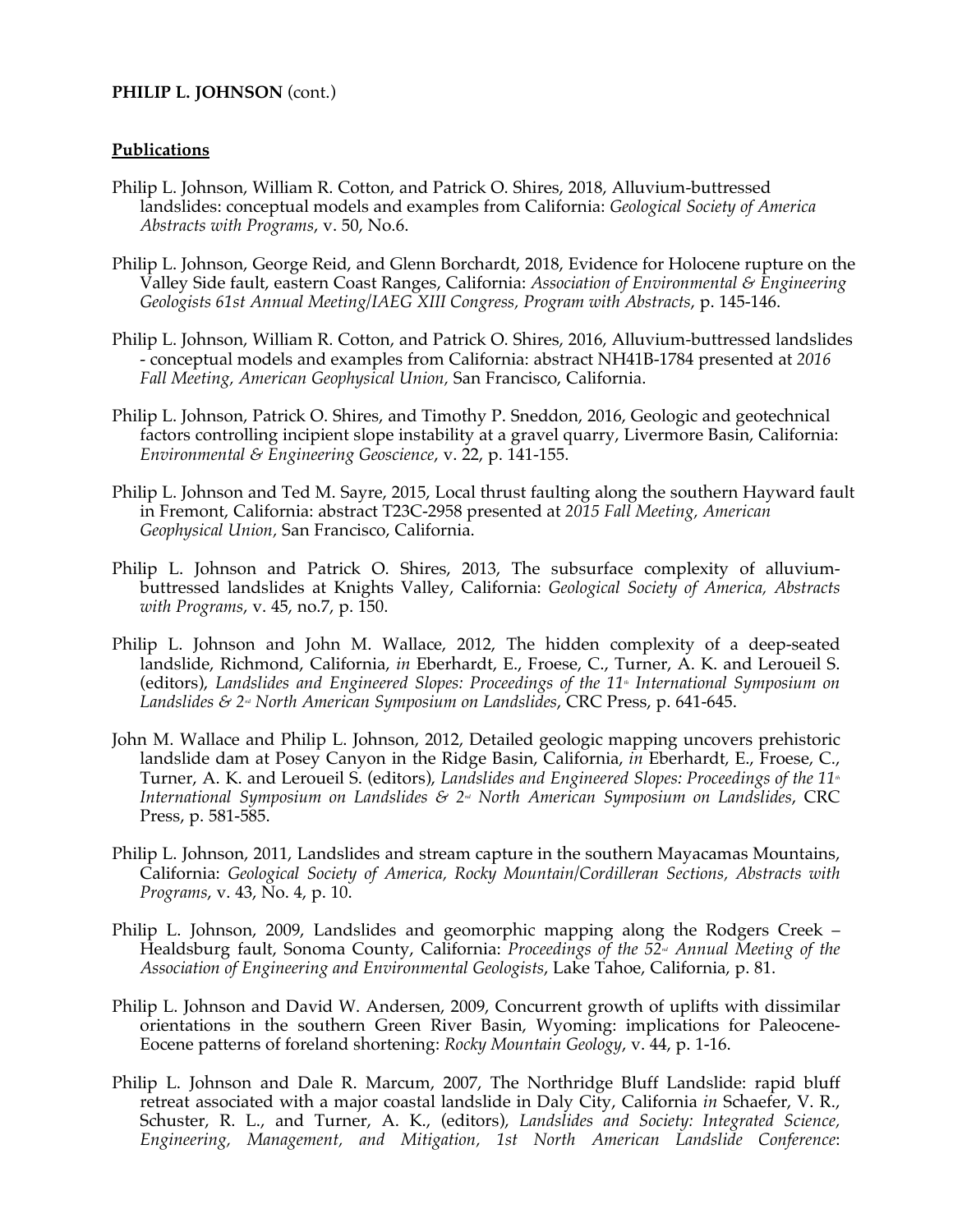**PHILIP L. JOHNSON** (cont.)

## **Publications**

Philip L. Johnson, William R. Cotton, and Patrick O. Shires, 2018, Alluvium-buttressed landslides: conceptual models and examples from California: *Geological Society of America Abstracts with Programs*, v. 50, No.6.

Philip L. Johnson, George Reid, and Glenn Borchardt, 2018, Evidence for Holocene rupture on the Valley Side fault, eastern Coast Ranges, California: *Association of Environmental & Engineering Geologists 61st Annual Meeting/IAEG XIII Congress, Program with Abstracts*, p. 145-146.

Philip L. Johnson, William R. Cotton, and Patrick O. Shires, 2016, Alluvium-buttressed landslides - conceptual models and examples from California: abstract NH41B-1784 presented at *2016 Fall Meeting, American Geophysical Union*, San Francisco, California.

Philip L. Johnson, Patrick O. Shires, and Timothy P. Sneddon, 2016, Geologic and geotechnical factors controlling incipient slope instability at a gravel quarry, Livermore Basin, California: *Environmental & Engineering Geoscience*, v. 22, p. 141-155.

Philip L. Johnson and Ted M. Sayre, 2015, Local thrust faulting along the southern Hayward fault in Fremont, California: abstract T23C-2958 presented at *2015 Fall Meeting, American Geophysical Union*, San Francisco, California.

Philip L. Johnson and Patrick O. Shires, 2013, The subsurface complexity of alluvium-buttressed landslides at Knights Valley, California: *Geological Society of America, Abstracts with Programs*, v. 45, no.7, p. 150.

Philip L. Johnson and John M. Wallace, 2012, The hidden complexity of a deep-seated landslide, Richmond, California, *in* Eberhardt, E., Froese, C., Turner, A. K. and Leroueil S. (editors), *Landslides and Engineered Slopes: Proceedings of the 11th International Symposium on Landslides & 2nd North American Symposium on Landslides*, CRC Press, p. 641-645.

John M. Wallace and Philip L. Johnson, 2012, Detailed geologic mapping uncovers prehistoric landslide dam at Posey Canyon in the Ridge Basin, California, *in* Eberhardt, E., Froese, C., Turner, A. K. and Leroueil S. (editors), *Landslides and Engineered Slopes: Proceedings of the 11th International Symposium on Landslides & 2nd North American Symposium on Landslides*, CRC Press, p. 581-585.

Philip L. Johnson, 2011, Landslides and stream capture in the southern Mayacamas Mountains, California: *Geological Society of America, Rocky Mountain/Cordilleran Sections, Abstracts with Programs*, v. 43, No. 4, p. 10.

Philip L. Johnson, 2009, Landslides and geomorphic mapping along the Rodgers Creek – Healdsburg fault, Sonoma County, California: *Proceedings of the 52nd Annual Meeting of the Association of Engineering and Environmental Geologists*, Lake Tahoe, California, p. 81.

Philip L. Johnson and David W. Andersen, 2009, Concurrent growth of uplifts with dissimilar orientations in the southern Green River Basin, Wyoming: implications for Paleocene-Eocene patterns of foreland shortening: *Rocky Mountain Geology*, v. 44, p. 1-16.

Philip L. Johnson and Dale R. Marcum, 2007, The Northridge Bluff Landslide: rapid bluff retreat associated with a major coastal landslide in Daly City, California *in* Schaefer, V. R., Schuster, R. L., and Turner, A. K., (editors), *Landslides and Society: Integrated Science, Engineering, Management, and Mitigation, 1st North American Landslide Conference*: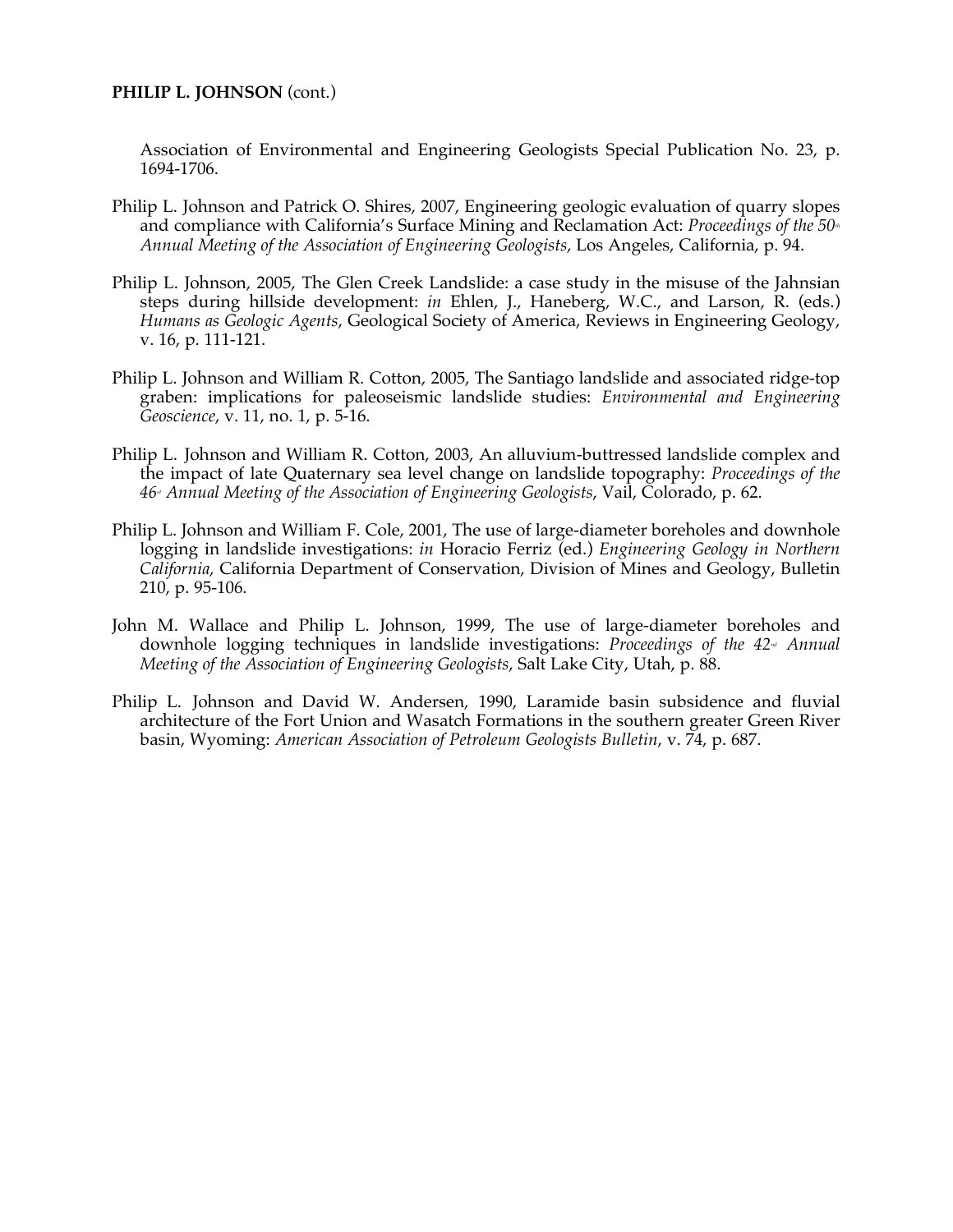Association of Environmental and Engineering Geologists Special Publication No. 23, p. 1694-1706.

Philip L. Johnson and Patrick O. Shires, 2007, Engineering geologic evaluation of quarry slopes and compliance with California's Surface Mining and Reclamation Act: *Proceedings of the 50th Annual Meeting of the Association of Engineering Geologists*, Los Angeles, California, p. 94.

Philip L. Johnson, 2005, The Glen Creek Landslide: a case study in the misuse of the Jahnsian steps during hillside development: *in* Ehlen, J., Haneberg, W.C., and Larson, R. (eds.) *Humans as Geologic Agents*, Geological Society of America, Reviews in Engineering Geology, v. 16, p. 111-121.

Philip L. Johnson and William R. Cotton, 2005, The Santiago landslide and associated ridge-top graben: implications for paleoseismic landslide studies: *Environmental and Engineering Geoscience*, v. 11, no. 1, p. 5-16.

Philip L. Johnson and William R. Cotton, 2003, An alluvium-buttressed landslide complex and the impact of late Quaternary sea level change on landslide topography: *Proceedings of the 46th Annual Meeting of the Association of Engineering Geologists*, Vail, Colorado, p. 62.

Philip L. Johnson and William F. Cole, 2001, The use of large-diameter boreholes and downhole logging in landslide investigations: *in* Horacio Ferriz (ed.) *Engineering Geology in Northern California*, California Department of Conservation, Division of Mines and Geology, Bulletin 210, p. 95-106.

John M. Wallace and Philip L. Johnson, 1999, The use of large-diameter boreholes and downhole logging techniques in landslide investigations: *Proceedings of the 42nd Annual Meeting of the Association of Engineering Geologists*, Salt Lake City, Utah, p. 88.

Philip L. Johnson and David W. Andersen, 1990, Laramide basin subsidence and fluvial architecture of the Fort Union and Wasatch Formations in the southern greater Green River basin, Wyoming: *American Association of Petroleum Geologists Bulletin*, v. 74, p. 687.